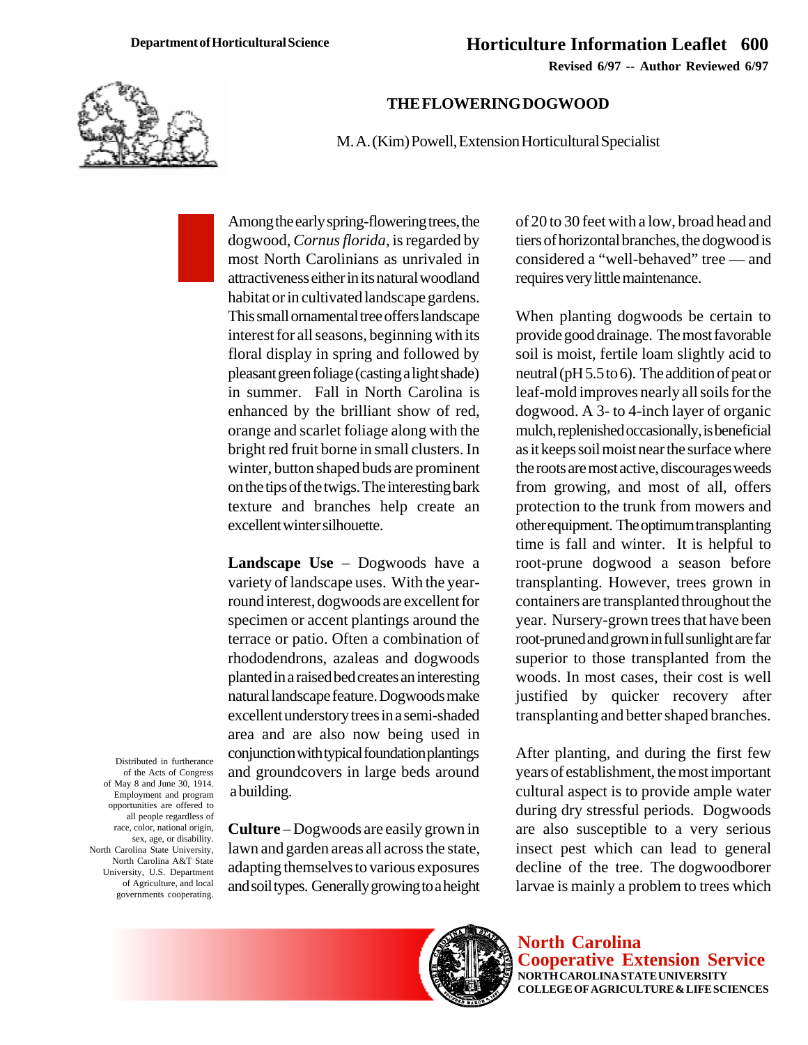Department of Horticultural Science

# Horticulture Information Leaflet 600

**Revised 6/97 -- Author Reviewed 6/97**

## THE FLOWERING DOGWOOD

M. A. (Kim) Powell, Extension Horticultural Specialist

Among the early spring-flowering trees, the dogwood, *Cornus florida*, is regarded by most North Carolinians as unrivaled in attractiveness either in its natural woodland habitat or in cultivated landscape gardens. This small ornamental tree offers landscape interest for all seasons, beginning with its floral display in spring and followed by pleasant green foliage (casting a light shade) in summer. Fall in North Carolina is enhanced by the brilliant show of red, orange and scarlet foliage along with the bright red fruit borne in small clusters. In winter, button shaped buds are prominent on the tips of the twigs. The interesting bark texture and branches help create an excellent winter silhouette.

**Landscape Use** – Dogwoods have a variety of landscape uses. With the year-round interest, dogwoods are excellent for specimen or accent plantings around the terrace or patio. Often a combination of rhododendrons, azaleas and dogwoods planted in a raised bed creates an interesting natural landscape feature. Dogwoods make excellent understory trees in a semi-shaded area and are also now being used in conjunction with typical foundation plantings and groundcovers in large beds around a building.

**Culture** – Dogwoods are easily grown in lawn and garden areas all across the state, adapting themselves to various exposures and soil types. Generally growing to a height of 20 to 30 feet with a low, broad head and tiers of horizontal branches, the dogwood is considered a "well-behaved" tree — and requires very little maintenance.

When planting dogwoods be certain to provide good drainage. The most favorable soil is moist, fertile loam slightly acid to neutral (pH 5.5 to 6). The addition of peat or leaf-mold improves nearly all soils for the dogwood. A 3- to 4-inch layer of organic mulch, replenished occasionally, is beneficial as it keeps soil moist near the surface where the roots are most active, discourages weeds from growing, and most of all, offers protection to the trunk from mowers and other equipment. The optimum transplanting time is fall and winter. It is helpful to root-prune dogwood a season before transplanting. However, trees grown in containers are transplanted throughout the year. Nursery-grown trees that have been root-pruned and grown in full sunlight are far superior to those transplanted from the woods. In most cases, their cost is well justified by quicker recovery after transplanting and better shaped branches.

After planting, and during the first few years of establishment, the most important cultural aspect is to provide ample water during dry stressful periods. Dogwoods are also susceptible to a very serious insect pest which can lead to general decline of the tree. The dogwood borer larvae is mainly a problem to trees which

Distributed in furtherance of the Acts of Congress of May 8 and June 30, 1914. Employment and program opportunities are offered to all people regardless of race, color, national origin, sex, age, or disability. North Carolina State University, North Carolina A&T State University, U.S. Department of Agriculture, and local governments cooperating.

**North Carolina Cooperative Extension Service**
NORTH CAROLINA STATE UNIVERSITY
COLLEGE OF AGRICULTURE & LIFE SCIENCES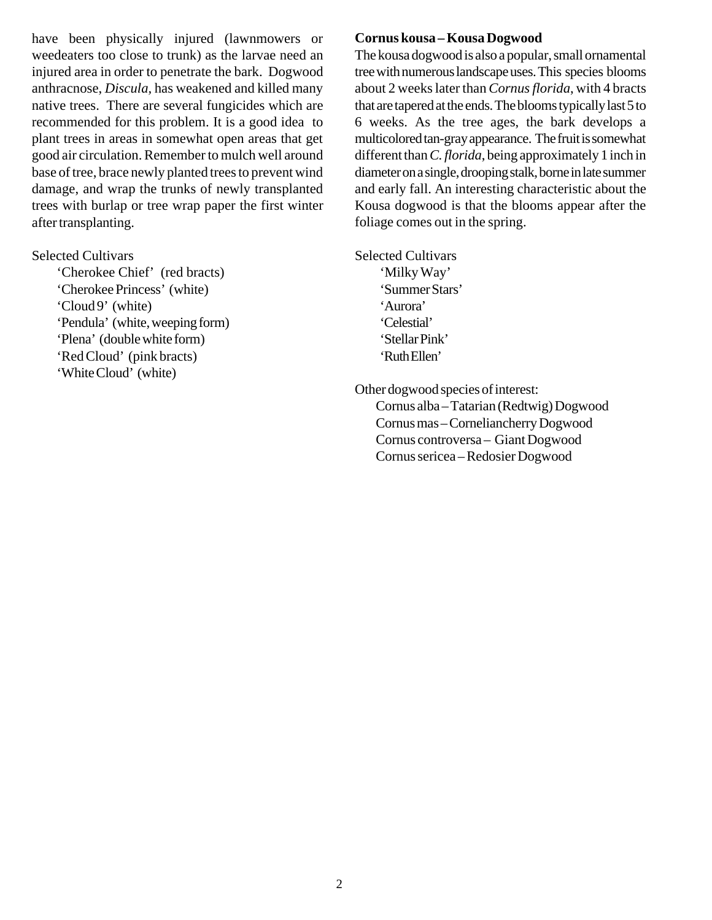have been physically injured (lawnmowers or weedeaters too close to trunk) as the larvae need an injured area in order to penetrate the bark. Dogwood anthracnose, *Discula*, has weakened and killed many native trees. There are several fungicides which are recommended for this problem. It is a good idea to plant trees in areas in somewhat open areas that get good air circulation. Remember to mulch well around base of tree, brace newly planted trees to prevent wind damage, and wrap the trunks of newly transplanted trees with burlap or tree wrap paper the first winter after transplanting.

Selected Cultivars

- 'Cherokee Chief' (red bracts)
- 'Cherokee Princess' (white)
- 'Cloud 9' (white)
- 'Pendula' (white, weeping form)
- 'Plena' (double white form)
- 'Red Cloud' (pink bracts)
- 'White Cloud' (white)

**Cornus kousa – Kousa Dogwood**

The kousa dogwood is also a popular, small ornamental tree with numerous landscape uses. This species blooms about 2 weeks later than *Cornus florida*, with 4 bracts that are tapered at the ends. The blooms typically last 5 to 6 weeks. As the tree ages, the bark develops a multicolored tan-gray appearance. The fruit is somewhat different than *C. florida*, being approximately 1 inch in diameter on a single, drooping stalk, borne in late summer and early fall. An interesting characteristic about the Kousa dogwood is that the blooms appear after the foliage comes out in the spring.

Selected Cultivars

- 'Milky Way'
- 'Summer Stars'
- 'Aurora'
- 'Celestial'
- 'Stellar Pink'
- 'Ruth Ellen'

Other dogwood species of interest:

- Cornus alba – Tatarian (Redtwig) Dogwood
- Cornus mas – Corneliancherry Dogwood
- Cornus controversa – Giant Dogwood
- Cornus sericea – Redosier Dogwood